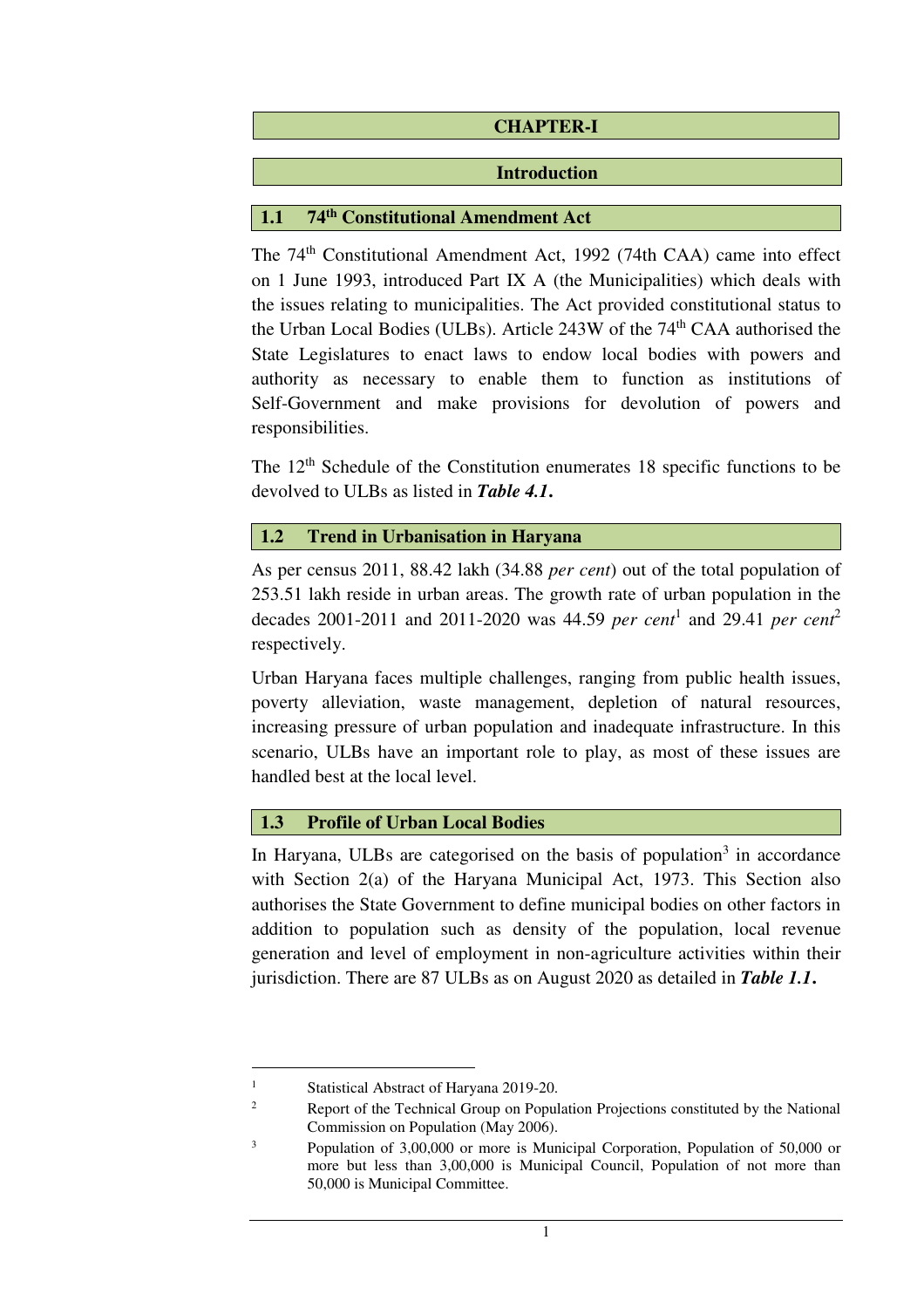# CHAPTER-I

## Introduction

### 1.1 74th Constitutional Amendment Act

The 74th Constitutional Amendment Act, 1992 (74th CAA) came into effect on 1 June 1993, introduced Part IX A (the Municipalities) which deals with the issues relating to municipalities. The Act provided constitutional status to the Urban Local Bodies (ULBs). Article 243W of the 74th CAA authorised the State Legislatures to enact laws to endow local bodies with powers and authority as necessary to enable them to function as institutions of Self-Government and make provisions for devolution of powers and responsibilities.

The 12th Schedule of the Constitution enumerates 18 specific functions to be devolved to ULBs as listed in ***Table 4.1*.**

### 1.2 Trend in Urbanisation in Haryana

As per census 2011, 88.42 lakh (34.88 *per cent*) out of the total population of 253.51 lakh reside in urban areas. The growth rate of urban population in the decades 2001-2011 and 2011-2020 was 44.59 *per cent*[1] and 29.41 *per cent*[2] respectively.

Urban Haryana faces multiple challenges, ranging from public health issues, poverty alleviation, waste management, depletion of natural resources, increasing pressure of urban population and inadequate infrastructure. In this scenario, ULBs have an important role to play, as most of these issues are handled best at the local level.

### 1.3 Profile of Urban Local Bodies

In Haryana, ULBs are categorised on the basis of population[3] in accordance with Section 2(a) of the Haryana Municipal Act, 1973. This Section also authorises the State Government to define municipal bodies on other factors in addition to population such as density of the population, local revenue generation and level of employment in non-agriculture activities within their jurisdiction. There are 87 ULBs as on August 2020 as detailed in ***Table 1.1*.**

---

[1] Statistical Abstract of Haryana 2019-20.

[2] Report of the Technical Group on Population Projections constituted by the National Commission on Population (May 2006).

[3] Population of 3,00,000 or more is Municipal Corporation, Population of 50,000 or more but less than 3,00,000 is Municipal Council, Population of not more than 50,000 is Municipal Committee.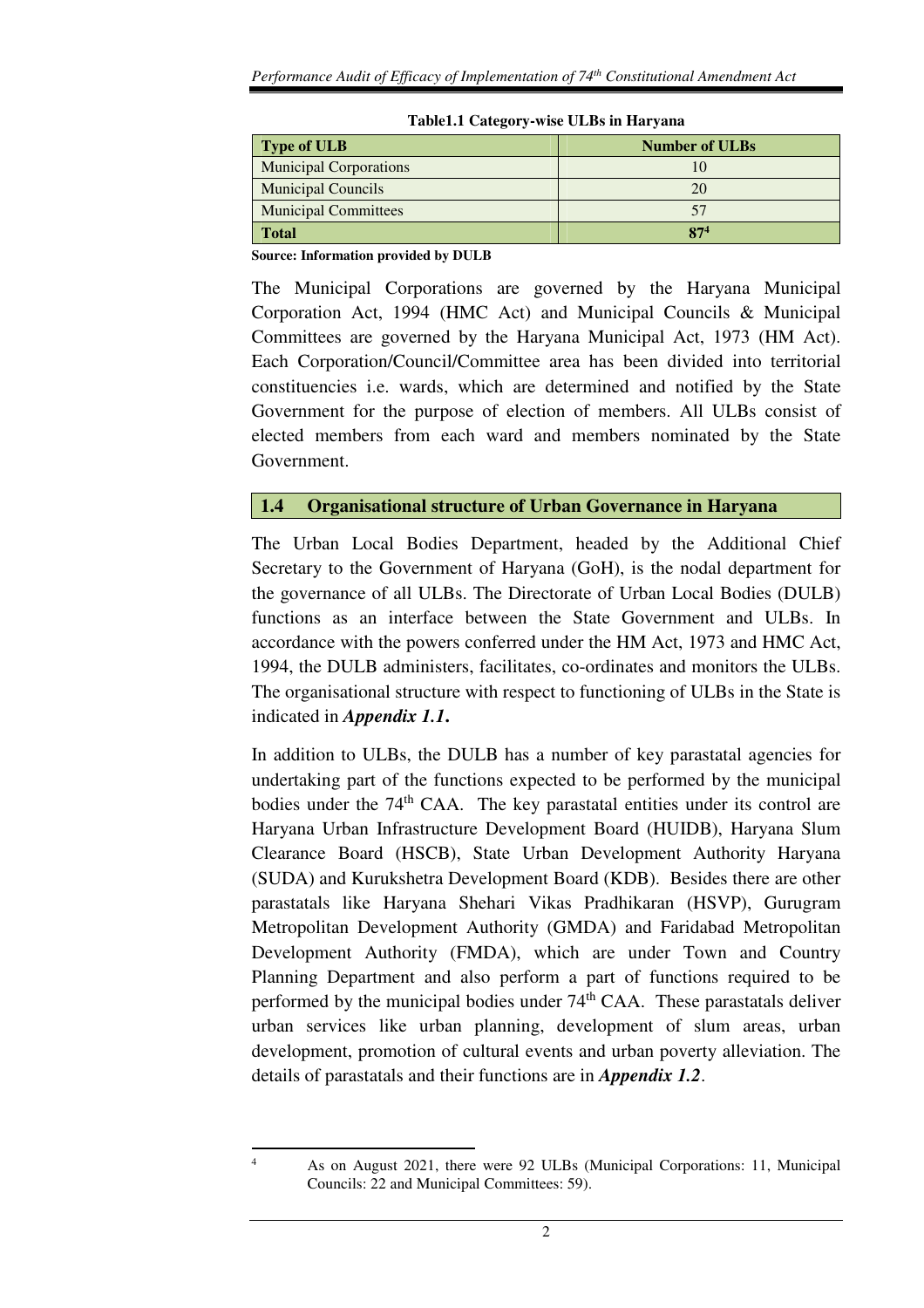**Table1.1 Category-wise ULBs in Haryana**

| Type of ULB | Number of ULBs |
|---|---|
| Municipal Corporations | 10 |
| Municipal Councils | 20 |
| Municipal Committees | 57 |
| **Total** | **87**[4] |

**Source: Information provided by DULB**

The Municipal Corporations are governed by the Haryana Municipal Corporation Act, 1994 (HMC Act) and Municipal Councils & Municipal Committees are governed by the Haryana Municipal Act, 1973 (HM Act). Each Corporation/Council/Committee area has been divided into territorial constituencies i.e. wards, which are determined and notified by the State Government for the purpose of election of members. All ULBs consist of elected members from each ward and members nominated by the State Government.

## 1.4 Organisational structure of Urban Governance in Haryana

The Urban Local Bodies Department, headed by the Additional Chief Secretary to the Government of Haryana (GoH), is the nodal department for the governance of all ULBs. The Directorate of Urban Local Bodies (DULB) functions as an interface between the State Government and ULBs. In accordance with the powers conferred under the HM Act, 1973 and HMC Act, 1994, the DULB administers, facilitates, co-ordinates and monitors the ULBs. The organisational structure with respect to functioning of ULBs in the State is indicated in ***Appendix 1.1.***

In addition to ULBs, the DULB has a number of key parastatal agencies for undertaking part of the functions expected to be performed by the municipal bodies under the 74th CAA. The key parastatal entities under its control are Haryana Urban Infrastructure Development Board (HUIDB), Haryana Slum Clearance Board (HSCB), State Urban Development Authority Haryana (SUDA) and Kurukshetra Development Board (KDB). Besides there are other parastatals like Haryana Shehari Vikas Pradhikaran (HSVP), Gurugram Metropolitan Development Authority (GMDA) and Faridabad Metropolitan Development Authority (FMDA), which are under Town and Country Planning Department and also perform a part of functions required to be performed by the municipal bodies under 74th CAA. These parastatals deliver urban services like urban planning, development of slum areas, urban development, promotion of cultural events and urban poverty alleviation. The details of parastatals and their functions are in ***Appendix 1.2***.

[4] As on August 2021, there were 92 ULBs (Municipal Corporations: 11, Municipal Councils: 22 and Municipal Committees: 59).